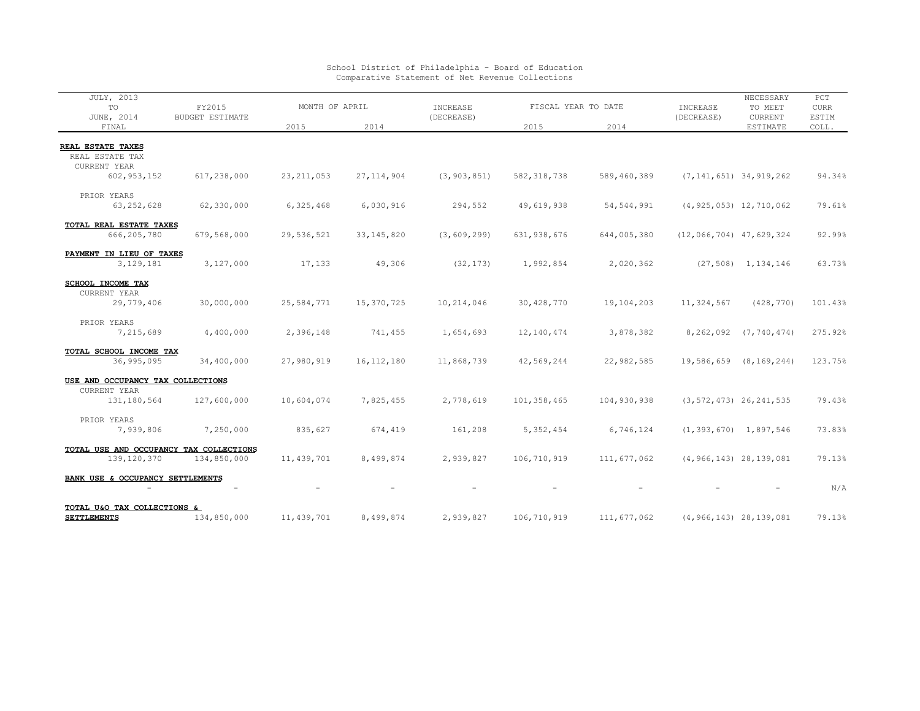School District of Philadelphia - Board of Education
Comparative Statement of Net Revenue Collections

| JULY, 2013 TO JUNE, 2014 FINAL | FY2015 BUDGET ESTIMATE | MONTH OF APRIL 2015 | MONTH OF APRIL 2014 | INCREASE (DECREASE) | FISCAL YEAR TO DATE 2015 | FISCAL YEAR TO DATE 2014 | INCREASE (DECREASE) | NECESSARY TO MEET CURRENT ESTIMATE | PCT CURR ESTIM COLL. |
|---|---|---|---|---|---|---|---|---|---|
| **REAL ESTATE TAXES** | | | | | | | | | |
| REAL ESTATE TAX | | | | | | | | | |
| CURRENT YEAR | | | | | | | | | |
| 602,953,152 | 617,238,000 | 23,211,053 | 27,114,904 | (3,903,851) | 582,318,738 | 589,460,389 | (7,141,651) | 34,919,262 | 94.34% |
| PRIOR YEARS | | | | | | | | | |
| 63,252,628 | 62,330,000 | 6,325,468 | 6,030,916 | 294,552 | 49,619,938 | 54,544,991 | (4,925,053) | 12,710,062 | 79.61% |
| **TOTAL REAL ESTATE TAXES** | | | | | | | | | |
| 666,205,780 | 679,568,000 | 29,536,521 | 33,145,820 | (3,609,299) | 631,938,676 | 644,005,380 | (12,066,704) | 47,629,324 | 92.99% |
| **PAYMENT IN LIEU OF TAXES** | | | | | | | | | |
| 3,129,181 | 3,127,000 | 17,133 | 49,306 | (32,173) | 1,992,854 | 2,020,362 | (27,508) | 1,134,146 | 63.73% |
| **SCHOOL INCOME TAX** | | | | | | | | | |
| CURRENT YEAR | | | | | | | | | |
| 29,779,406 | 30,000,000 | 25,584,771 | 15,370,725 | 10,214,046 | 30,428,770 | 19,104,203 | 11,324,567 | (428,770) | 101.43% |
| PRIOR YEARS | | | | | | | | | |
| 7,215,689 | 4,400,000 | 2,396,148 | 741,455 | 1,654,693 | 12,140,474 | 3,878,382 | 8,262,092 | (7,740,474) | 275.92% |
| **TOTAL SCHOOL INCOME TAX** | | | | | | | | | |
| 36,995,095 | 34,400,000 | 27,980,919 | 16,112,180 | 11,868,739 | 42,569,244 | 22,982,585 | 19,586,659 | (8,169,244) | 123.75% |
| **USE AND OCCUPANCY TAX COLLECTIONS** | | | | | | | | | |
| CURRENT YEAR | | | | | | | | | |
| 131,180,564 | 127,600,000 | 10,604,074 | 7,825,455 | 2,778,619 | 101,358,465 | 104,930,938 | (3,572,473) | 26,241,535 | 79.43% |
| PRIOR YEARS | | | | | | | | | |
| 7,939,806 | 7,250,000 | 835,627 | 674,419 | 161,208 | 5,352,454 | 6,746,124 | (1,393,670) | 1,897,546 | 73.83% |
| **TOTAL USE AND OCCUPANCY TAX COLLECTIONS** | | | | | | | | | |
| 139,120,370 | 134,850,000 | 11,439,701 | 8,499,874 | 2,939,827 | 106,710,919 | 111,677,062 | (4,966,143) | 28,139,081 | 79.13% |
| **BANK USE & OCCUPANCY SETTLEMENTS** | | | | | | | | | |
| - | - | - | - | - | - | - | - | - | N/A |
| **TOTAL U&O TAX COLLECTIONS & SETTLEMENTS** | 134,850,000 | 11,439,701 | 8,499,874 | 2,939,827 | 106,710,919 | 111,677,062 | (4,966,143) | 28,139,081 | 79.13% |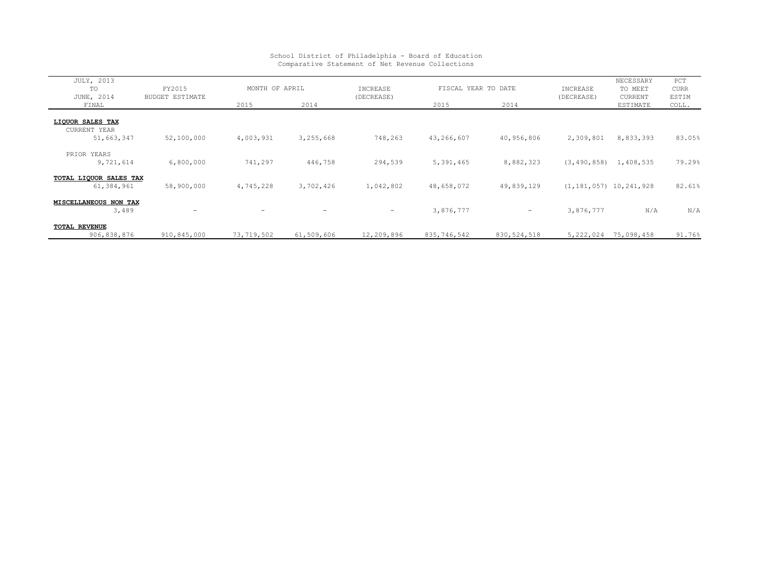School District of Philadelphia - Board of Education
Comparative Statement of Net Revenue Collections

| JULY, 2013 TO JUNE, 2014 FINAL | FY2015 BUDGET ESTIMATE | MONTH OF APRIL 2015 | MONTH OF APRIL 2014 | INCREASE (DECREASE) | FISCAL YEAR TO DATE 2015 | FISCAL YEAR TO DATE 2014 | INCREASE (DECREASE) | NECESSARY TO MEET CURRENT ESTIMATE | PCT CURR ESTIM COLL. |
|---|---|---|---|---|---|---|---|---|---|
| **LIQUOR SALES TAX** | | | | | | | | | |
| CURRENT YEAR | | | | | | | | | |
| 51,663,347 | 52,100,000 | 4,003,931 | 3,255,668 | 748,263 | 43,266,607 | 40,956,806 | 2,309,801 | 8,833,393 | 83.05% |
| PRIOR YEARS | | | | | | | | | |
| 9,721,614 | 6,800,000 | 741,297 | 446,758 | 294,539 | 5,391,465 | 8,882,323 | (3,490,858) | 1,408,535 | 79.29% |
| **TOTAL LIQUOR SALES TAX** | | | | | | | | | |
| 61,384,961 | 58,900,000 | 4,745,228 | 3,702,426 | 1,042,802 | 48,658,072 | 49,839,129 | (1,181,057) | 10,241,928 | 82.61% |
| **MISCELLANEOUS NON TAX** | | | | | | | | | |
| 3,489 | - | - | - | - | 3,876,777 | - | 3,876,777 | N/A | N/A |
| **TOTAL REVENUE** | | | | | | | | | |
| 906,838,876 | 910,845,000 | 73,719,502 | 61,509,606 | 12,209,896 | 835,746,542 | 830,524,518 | 5,222,024 | 75,098,458 | 91.76% |